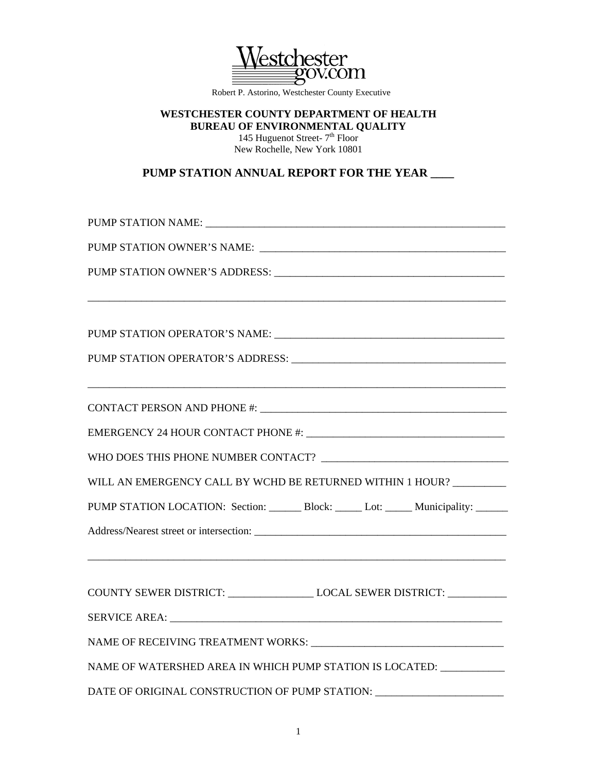Westchester gov.com

Robert P. Astorino, Westchester County Executive

**WESTCHESTER COUNTY DEPARTMENT OF HEALTH**
**BUREAU OF ENVIRONMENTAL QUALITY**
145 Huguenot Street- 7th Floor
New Rochelle, New York 10801

## PUMP STATION ANNUAL REPORT FOR THE YEAR ____

PUMP STATION NAME: ________________________________________________________

PUMP STATION OWNER'S NAME: ______________________________________________

PUMP STATION OWNER'S ADDRESS: ____________________________________________

_______________________________________________________________________________

PUMP STATION OPERATOR'S NAME: ____________________________________________

PUMP STATION OPERATOR'S ADDRESS: __________________________________________

_______________________________________________________________________________

CONTACT PERSON AND PHONE #: _______________________________________________

EMERGENCY 24 HOUR CONTACT PHONE #: _______________________________________

WHO DOES THIS PHONE NUMBER CONTACT? ____________________________________

WILL AN EMERGENCY CALL BY WCHD BE RETURNED WITHIN 1 HOUR? __________

PUMP STATION LOCATION: Section: ______ Block: _____ Lot: _____ Municipality: ______

Address/Nearest street or intersection: _________________________________________

_______________________________________________________________________________

COUNTY SEWER DISTRICT: ________________ LOCAL SEWER DISTRICT: ___________

SERVICE AREA: _________________________________________________________________

NAME OF RECEIVING TREATMENT WORKS: __________________________________

NAME OF WATERSHED AREA IN WHICH PUMP STATION IS LOCATED: ____________

DATE OF ORIGINAL CONSTRUCTION OF PUMP STATION: ________________________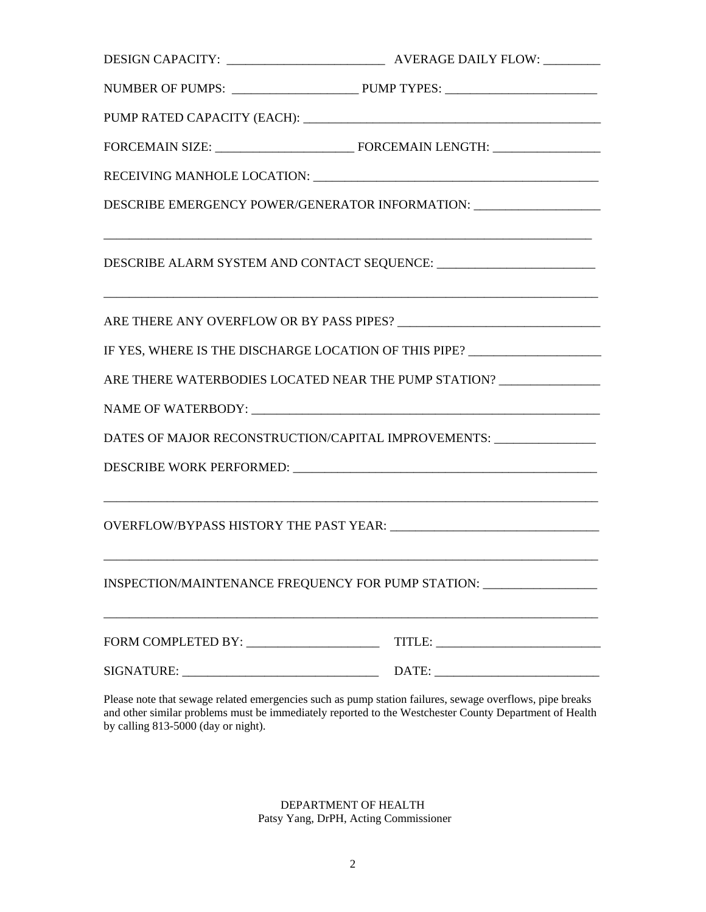DESIGN CAPACITY: ________________________ AVERAGE DAILY FLOW: _________

NUMBER OF PUMPS: ____________________ PUMP TYPES: ________________________

PUMP RATED CAPACITY (EACH): ________________________________________________

FORCEMAIN SIZE: ______________________ FORCEMAIN LENGTH: _________________

RECEIVING MANHOLE LOCATION: _____________________________________________

DESCRIBE EMERGENCY POWER/GENERATOR INFORMATION: ____________________

_______________________________________________________________________________

DESCRIBE ALARM SYSTEM AND CONTACT SEQUENCE: _________________________

_______________________________________________________________________________

ARE THERE ANY OVERFLOW OR BY PASS PIPES? ________________________________

IF YES, WHERE IS THE DISCHARGE LOCATION OF THIS PIPE? _____________________

ARE THERE WATERBODIES LOCATED NEAR THE PUMP STATION? ________________

NAME OF WATERBODY: _________________________________________________________

DATES OF MAJOR RECONSTRUCTION/CAPITAL IMPROVEMENTS: ________________

DESCRIBE WORK PERFORMED: __________________________________________________

_______________________________________________________________________________

OVERFLOW/BYPASS HISTORY THE PAST YEAR: _________________________________

_______________________________________________________________________________

INSPECTION/MAINTENANCE FREQUENCY FOR PUMP STATION: __________________

_______________________________________________________________________________

FORM COMPLETED BY: _____________________ TITLE: __________________________

SIGNATURE: _______________________________ DATE: __________________________

Please note that sewage related emergencies such as pump station failures, sewage overflows, pipe breaks and other similar problems must be immediately reported to the Westchester County Department of Health by calling 813-5000 (day or night).

DEPARTMENT OF HEALTH
Patsy Yang, DrPH, Acting Commissioner